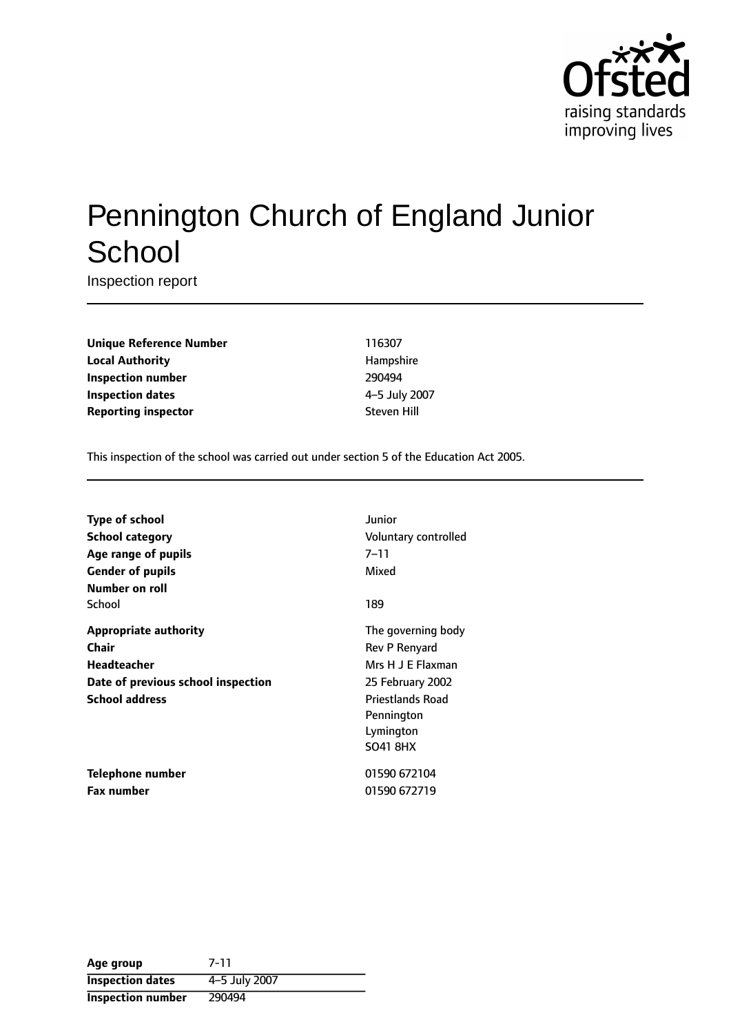# Pennington Church of England Junior School

Inspection report

| | |
|---|---|
| **Unique Reference Number** | 116307 |
| **Local Authority** | Hampshire |
| **Inspection number** | 290494 |
| **Inspection dates** | 4–5 July 2007 |
| **Reporting inspector** | Steven Hill |

This inspection of the school was carried out under section 5 of the Education Act 2005.

| | |
|---|---|
| **Type of school** | Junior |
| **School category** | Voluntary controlled |
| **Age range of pupils** | 7–11 |
| **Gender of pupils** | Mixed |
| **Number on roll** | |
| School | 189 |
| **Appropriate authority** | The governing body |
| **Chair** | Rev P Renyard |
| **Headteacher** | Mrs H J E Flaxman |
| **Date of previous school inspection** | 25 February 2002 |
| **School address** | Priestlands Road<br>Pennington<br>Lymington<br>SO41 8HX |
| **Telephone number** | 01590 672104 |
| **Fax number** | 01590 672719 |

| | |
|---|---|
| **Age group** | 7-11 |
| **Inspection dates** | 4–5 July 2007 |
| **Inspection number** | 290494 |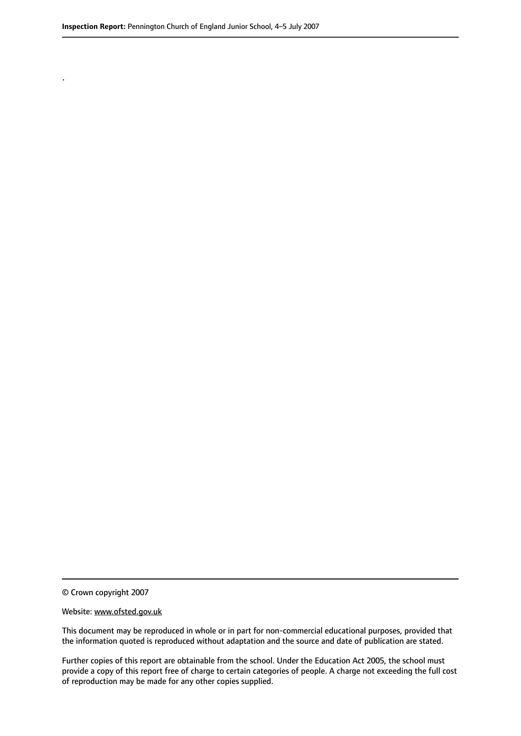.

© Crown copyright 2007

Website: www.ofsted.gov.uk

This document may be reproduced in whole or in part for non-commercial educational purposes, provided that the information quoted is reproduced without adaptation and the source and date of publication are stated.

Further copies of this report are obtainable from the school. Under the Education Act 2005, the school must provide a copy of this report free of charge to certain categories of people. A charge not exceeding the full cost of reproduction may be made for any other copies supplied.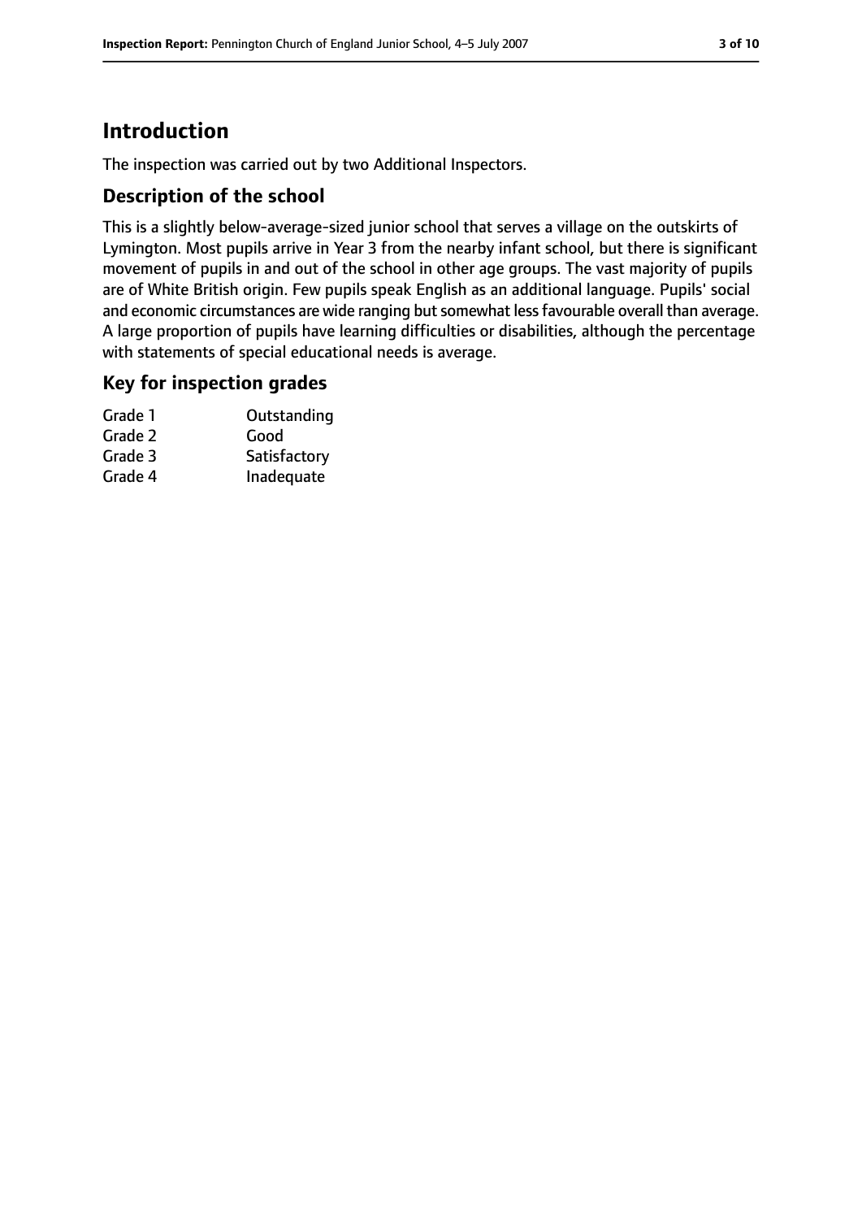## Introduction

The inspection was carried out by two Additional Inspectors.

### Description of the school

This is a slightly below-average-sized junior school that serves a village on the outskirts of Lymington. Most pupils arrive in Year 3 from the nearby infant school, but there is significant movement of pupils in and out of the school in other age groups. The vast majority of pupils are of White British origin. Few pupils speak English as an additional language. Pupils' social and economic circumstances are wide ranging but somewhat less favourable overall than average. A large proportion of pupils have learning difficulties or disabilities, although the percentage with statements of special educational needs is average.

### Key for inspection grades

| | |
|---|---|
| Grade 1 | Outstanding |
| Grade 2 | Good |
| Grade 3 | Satisfactory |
| Grade 4 | Inadequate |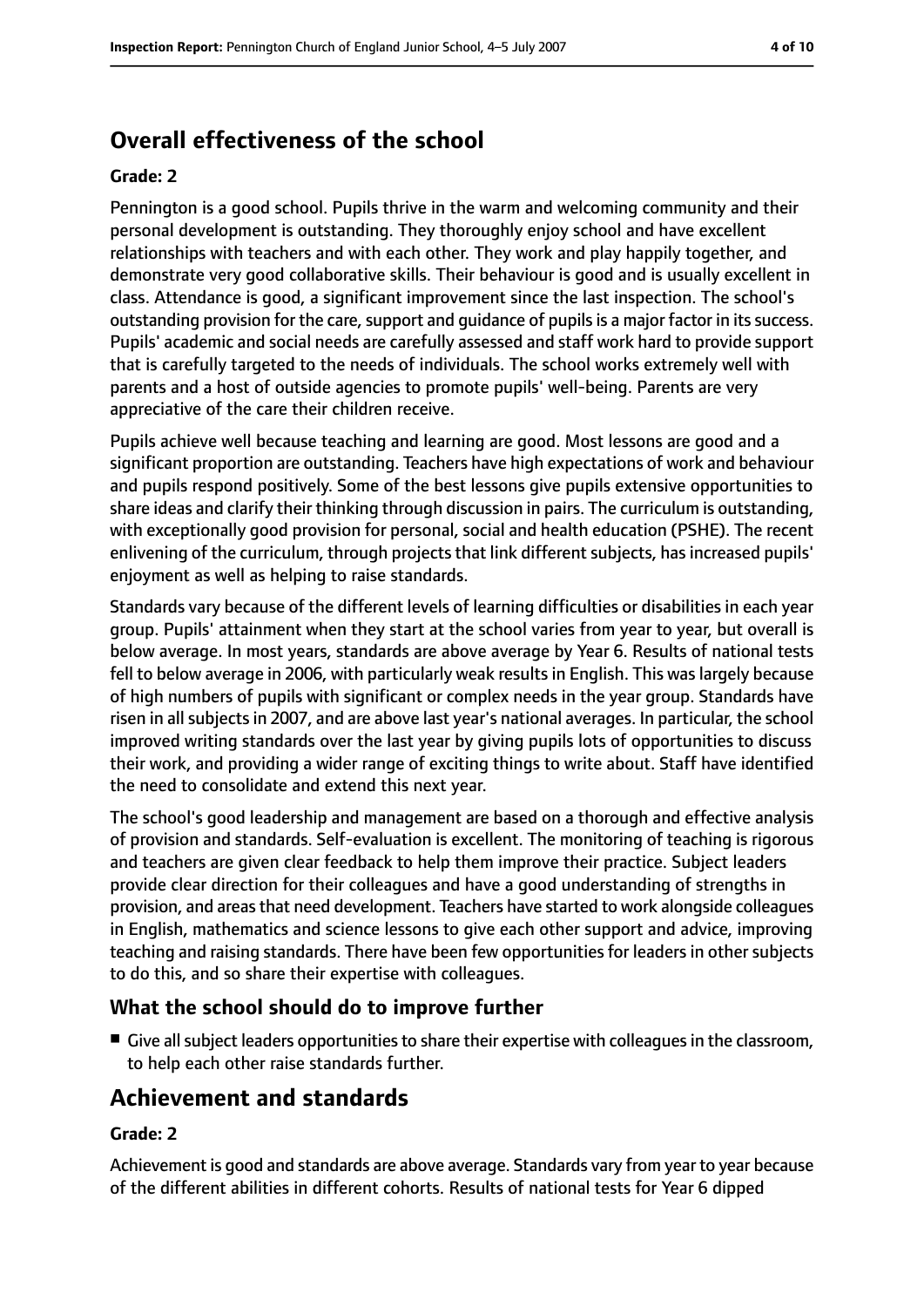## Overall effectiveness of the school

**Grade: 2**

Pennington is a good school. Pupils thrive in the warm and welcoming community and their personal development is outstanding. They thoroughly enjoy school and have excellent relationships with teachers and with each other. They work and play happily together, and demonstrate very good collaborative skills. Their behaviour is good and is usually excellent in class. Attendance is good, a significant improvement since the last inspection. The school's outstanding provision for the care, support and guidance of pupils is a major factor in its success. Pupils' academic and social needs are carefully assessed and staff work hard to provide support that is carefully targeted to the needs of individuals. The school works extremely well with parents and a host of outside agencies to promote pupils' well-being. Parents are very appreciative of the care their children receive.

Pupils achieve well because teaching and learning are good. Most lessons are good and a significant proportion are outstanding. Teachers have high expectations of work and behaviour and pupils respond positively. Some of the best lessons give pupils extensive opportunities to share ideas and clarify their thinking through discussion in pairs. The curriculum is outstanding, with exceptionally good provision for personal, social and health education (PSHE). The recent enlivening of the curriculum, through projects that link different subjects, has increased pupils' enjoyment as well as helping to raise standards.

Standards vary because of the different levels of learning difficulties or disabilities in each year group. Pupils' attainment when they start at the school varies from year to year, but overall is below average. In most years, standards are above average by Year 6. Results of national tests fell to below average in 2006, with particularly weak results in English. This was largely because of high numbers of pupils with significant or complex needs in the year group. Standards have risen in all subjects in 2007, and are above last year's national averages. In particular, the school improved writing standards over the last year by giving pupils lots of opportunities to discuss their work, and providing a wider range of exciting things to write about. Staff have identified the need to consolidate and extend this next year.

The school's good leadership and management are based on a thorough and effective analysis of provision and standards. Self-evaluation is excellent. The monitoring of teaching is rigorous and teachers are given clear feedback to help them improve their practice. Subject leaders provide clear direction for their colleagues and have a good understanding of strengths in provision, and areas that need development. Teachers have started to work alongside colleagues in English, mathematics and science lessons to give each other support and advice, improving teaching and raising standards. There have been few opportunities for leaders in other subjects to do this, and so share their expertise with colleagues.

### What the school should do to improve further

- Give all subject leaders opportunities to share their expertise with colleagues in the classroom, to help each other raise standards further.

## Achievement and standards

**Grade: 2**

Achievement is good and standards are above average. Standards vary from year to year because of the different abilities in different cohorts. Results of national tests for Year 6 dipped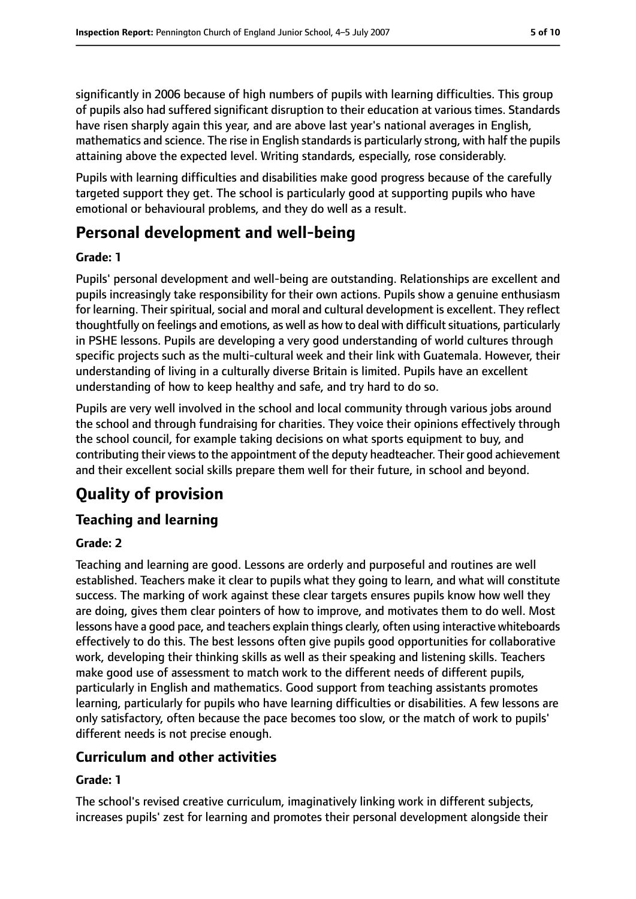significantly in 2006 because of high numbers of pupils with learning difficulties. This group of pupils also had suffered significant disruption to their education at various times. Standards have risen sharply again this year, and are above last year's national averages in English, mathematics and science. The rise in English standards is particularly strong, with half the pupils attaining above the expected level. Writing standards, especially, rose considerably.

Pupils with learning difficulties and disabilities make good progress because of the carefully targeted support they get. The school is particularly good at supporting pupils who have emotional or behavioural problems, and they do well as a result.

# Personal development and well-being

**Grade: 1**

Pupils' personal development and well-being are outstanding. Relationships are excellent and pupils increasingly take responsibility for their own actions. Pupils show a genuine enthusiasm for learning. Their spiritual, social and moral and cultural development is excellent. They reflect thoughtfully on feelings and emotions, as well as how to deal with difficult situations, particularly in PSHE lessons. Pupils are developing a very good understanding of world cultures through specific projects such as the multi-cultural week and their link with Guatemala. However, their understanding of living in a culturally diverse Britain is limited. Pupils have an excellent understanding of how to keep healthy and safe, and try hard to do so.

Pupils are very well involved in the school and local community through various jobs around the school and through fundraising for charities. They voice their opinions effectively through the school council, for example taking decisions on what sports equipment to buy, and contributing their views to the appointment of the deputy headteacher. Their good achievement and their excellent social skills prepare them well for their future, in school and beyond.

# Quality of provision

## Teaching and learning

**Grade: 2**

Teaching and learning are good. Lessons are orderly and purposeful and routines are well established. Teachers make it clear to pupils what they going to learn, and what will constitute success. The marking of work against these clear targets ensures pupils know how well they are doing, gives them clear pointers of how to improve, and motivates them to do well. Most lessons have a good pace, and teachers explain things clearly, often using interactive whiteboards effectively to do this. The best lessons often give pupils good opportunities for collaborative work, developing their thinking skills as well as their speaking and listening skills. Teachers make good use of assessment to match work to the different needs of different pupils, particularly in English and mathematics. Good support from teaching assistants promotes learning, particularly for pupils who have learning difficulties or disabilities. A few lessons are only satisfactory, often because the pace becomes too slow, or the match of work to pupils' different needs is not precise enough.

## Curriculum and other activities

**Grade: 1**

The school's revised creative curriculum, imaginatively linking work in different subjects, increases pupils' zest for learning and promotes their personal development alongside their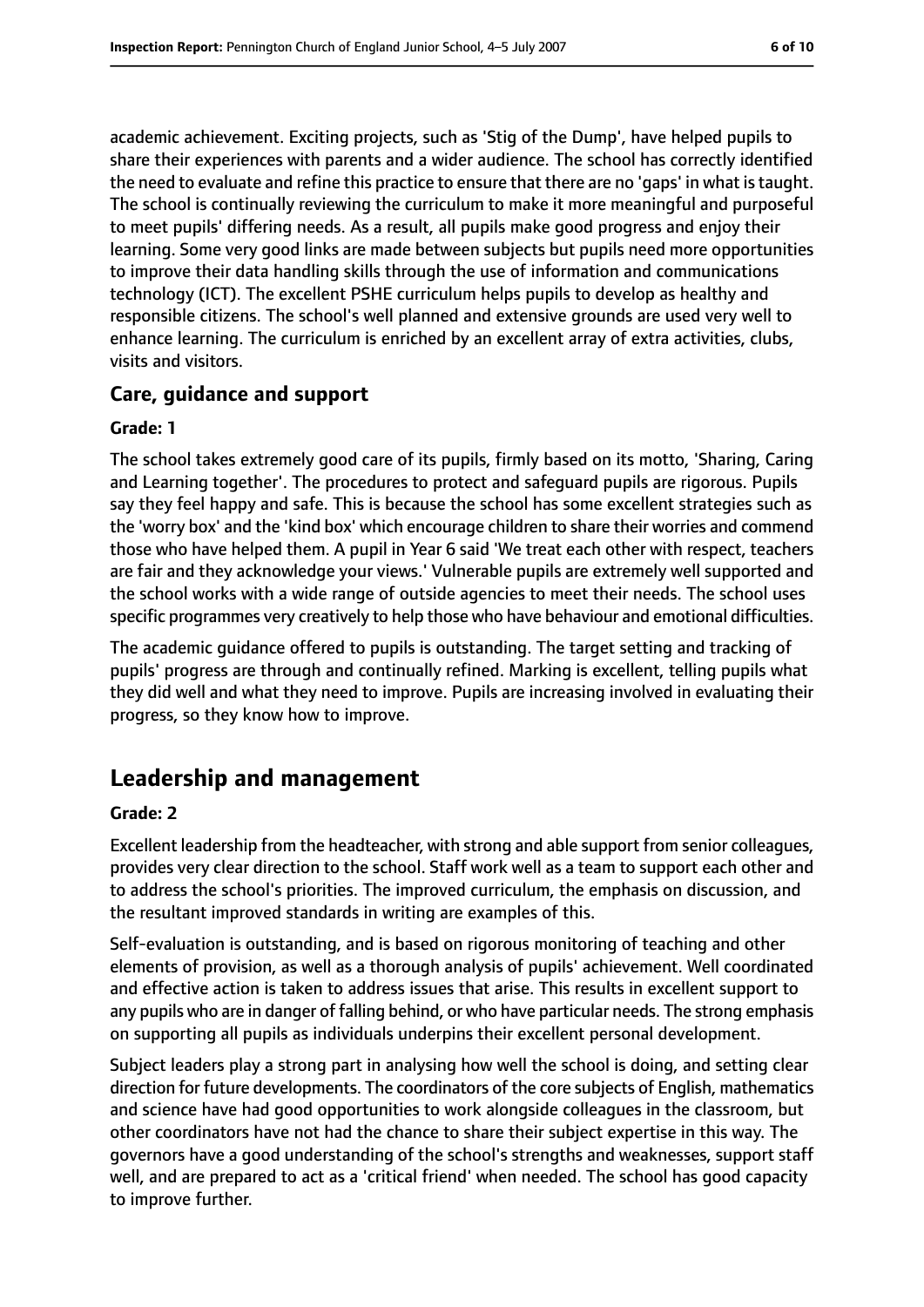academic achievement. Exciting projects, such as 'Stig of the Dump', have helped pupils to share their experiences with parents and a wider audience. The school has correctly identified the need to evaluate and refine this practice to ensure that there are no 'gaps' in what is taught. The school is continually reviewing the curriculum to make it more meaningful and purposeful to meet pupils' differing needs. As a result, all pupils make good progress and enjoy their learning. Some very good links are made between subjects but pupils need more opportunities to improve their data handling skills through the use of information and communications technology (ICT). The excellent PSHE curriculum helps pupils to develop as healthy and responsible citizens. The school's well planned and extensive grounds are used very well to enhance learning. The curriculum is enriched by an excellent array of extra activities, clubs, visits and visitors.

### Care, guidance and support

#### Grade: 1

The school takes extremely good care of its pupils, firmly based on its motto, 'Sharing, Caring and Learning together'. The procedures to protect and safeguard pupils are rigorous. Pupils say they feel happy and safe. This is because the school has some excellent strategies such as the 'worry box' and the 'kind box' which encourage children to share their worries and commend those who have helped them. A pupil in Year 6 said 'We treat each other with respect, teachers are fair and they acknowledge your views.' Vulnerable pupils are extremely well supported and the school works with a wide range of outside agencies to meet their needs. The school uses specific programmes very creatively to help those who have behaviour and emotional difficulties.

The academic guidance offered to pupils is outstanding. The target setting and tracking of pupils' progress are through and continually refined. Marking is excellent, telling pupils what they did well and what they need to improve. Pupils are increasing involved in evaluating their progress, so they know how to improve.

## Leadership and management

#### Grade: 2

Excellent leadership from the headteacher, with strong and able support from senior colleagues, provides very clear direction to the school. Staff work well as a team to support each other and to address the school's priorities. The improved curriculum, the emphasis on discussion, and the resultant improved standards in writing are examples of this.

Self-evaluation is outstanding, and is based on rigorous monitoring of teaching and other elements of provision, as well as a thorough analysis of pupils' achievement. Well coordinated and effective action is taken to address issues that arise. This results in excellent support to any pupils who are in danger of falling behind, or who have particular needs. The strong emphasis on supporting all pupils as individuals underpins their excellent personal development.

Subject leaders play a strong part in analysing how well the school is doing, and setting clear direction for future developments. The coordinators of the core subjects of English, mathematics and science have had good opportunities to work alongside colleagues in the classroom, but other coordinators have not had the chance to share their subject expertise in this way. The governors have a good understanding of the school's strengths and weaknesses, support staff well, and are prepared to act as a 'critical friend' when needed. The school has good capacity to improve further.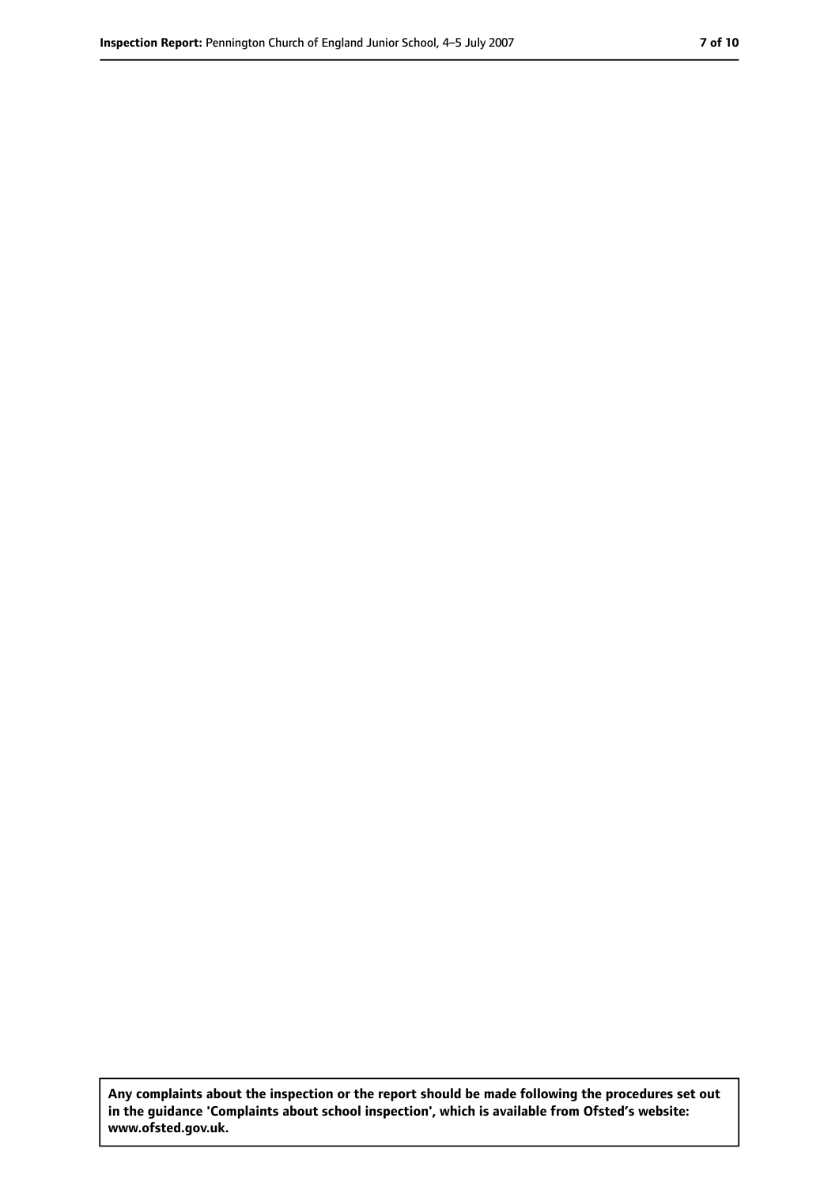**Any complaints about the inspection or the report should be made following the procedures set out in the guidance 'Complaints about school inspection', which is available from Ofsted's website: www.ofsted.gov.uk.**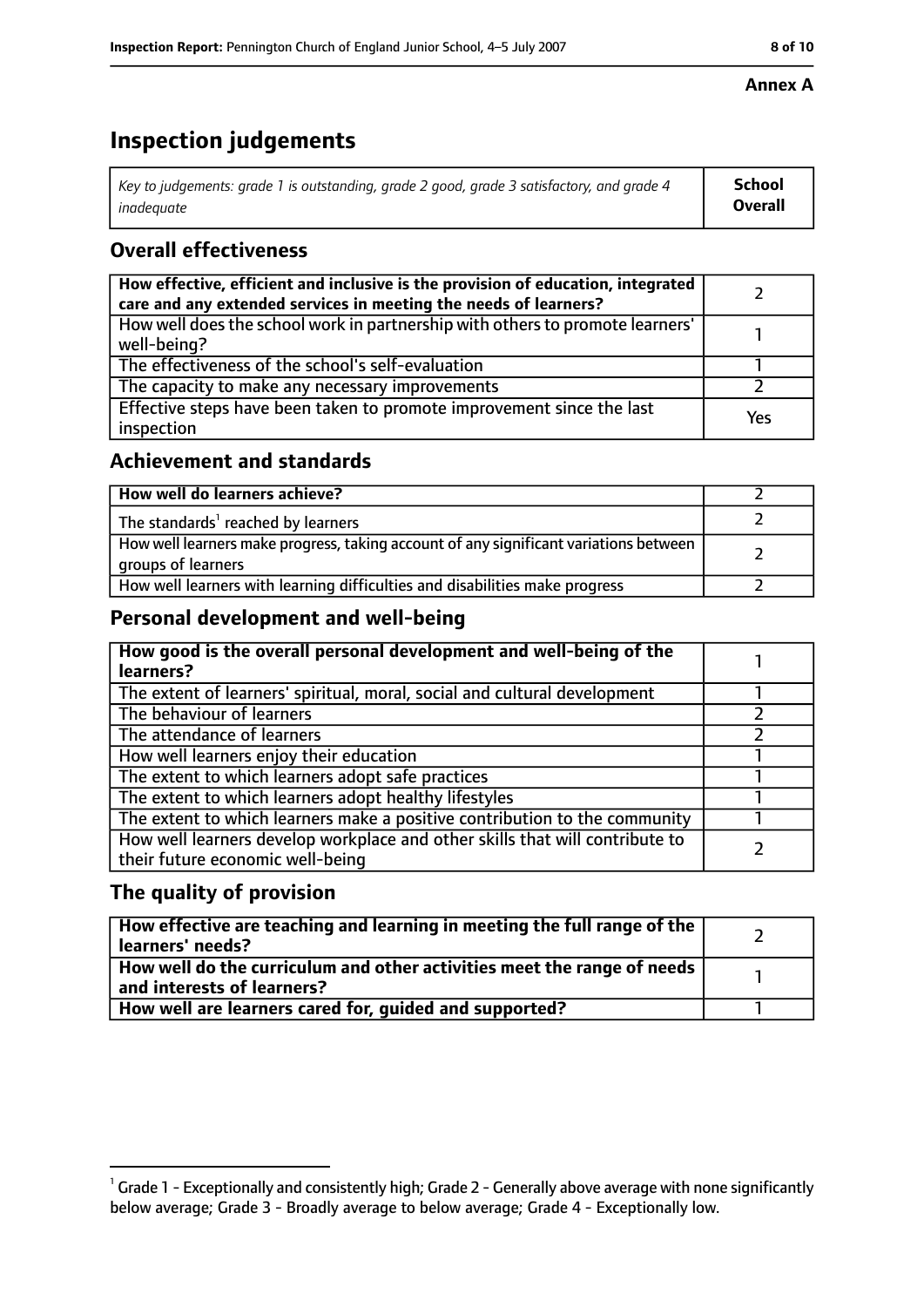**Annex A**

# Inspection judgements

| *Key to judgements: grade 1 is outstanding, grade 2 good, grade 3 satisfactory, and grade 4 inadequate* | **School Overall** |
|---|---|

## Overall effectiveness

| | |
|---|---|
| **How effective, efficient and inclusive is the provision of education, integrated care and any extended services in meeting the needs of learners?** | 2 |
| How well does the school work in partnership with others to promote learners' well-being? | 1 |
| The effectiveness of the school's self-evaluation | 1 |
| The capacity to make any necessary improvements | 2 |
| Effective steps have been taken to promote improvement since the last inspection | Yes |

## Achievement and standards

| | |
|---|---|
| **How well do learners achieve?** | 2 |
| The standards[1] reached by learners | 2 |
| How well learners make progress, taking account of any significant variations between groups of learners | 2 |
| How well learners with learning difficulties and disabilities make progress | 2 |

## Personal development and well-being

| | |
|---|---|
| **How good is the overall personal development and well-being of the learners?** | 1 |
| The extent of learners' spiritual, moral, social and cultural development | 1 |
| The behaviour of learners | 2 |
| The attendance of learners | 2 |
| How well learners enjoy their education | 1 |
| The extent to which learners adopt safe practices | 1 |
| The extent to which learners adopt healthy lifestyles | 1 |
| The extent to which learners make a positive contribution to the community | 1 |
| How well learners develop workplace and other skills that will contribute to their future economic well-being | 2 |

## The quality of provision

| | |
|---|---|
| **How effective are teaching and learning in meeting the full range of the learners' needs?** | 2 |
| **How well do the curriculum and other activities meet the range of needs and interests of learners?** | 1 |
| **How well are learners cared for, guided and supported?** | 1 |

[1] Grade 1 - Exceptionally and consistently high; Grade 2 - Generally above average with none significantly below average; Grade 3 - Broadly average to below average; Grade 4 - Exceptionally low.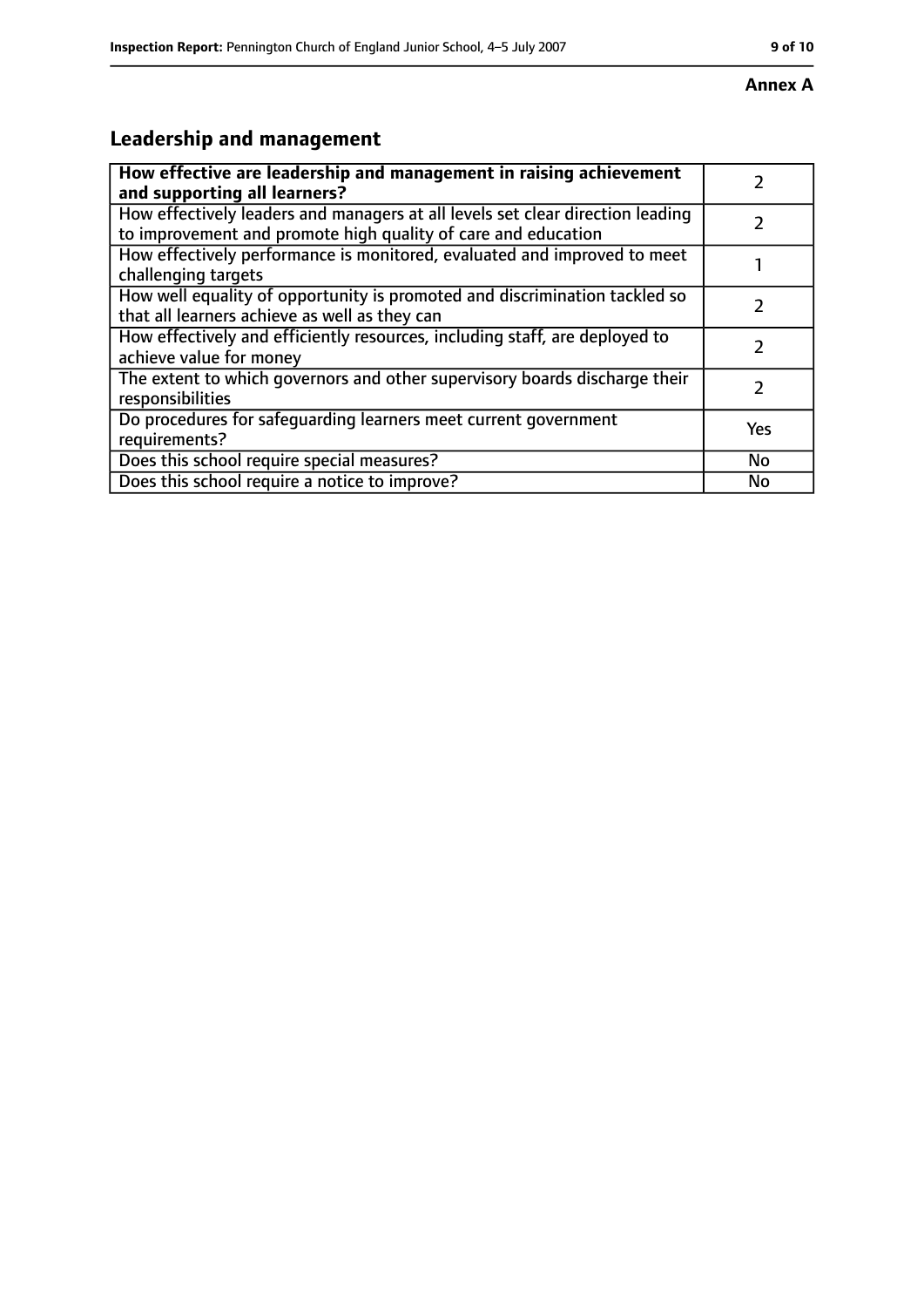**Annex A**

## Leadership and management

| | |
|---|---|
| **How effective are leadership and management in raising achievement and supporting all learners?** | 2 |
| How effectively leaders and managers at all levels set clear direction leading to improvement and promote high quality of care and education | 2 |
| How effectively performance is monitored, evaluated and improved to meet challenging targets | 1 |
| How well equality of opportunity is promoted and discrimination tackled so that all learners achieve as well as they can | 2 |
| How effectively and efficiently resources, including staff, are deployed to achieve value for money | 2 |
| The extent to which governors and other supervisory boards discharge their responsibilities | 2 |
| Do procedures for safeguarding learners meet current government requirements? | Yes |
| Does this school require special measures? | No |
| Does this school require a notice to improve? | No |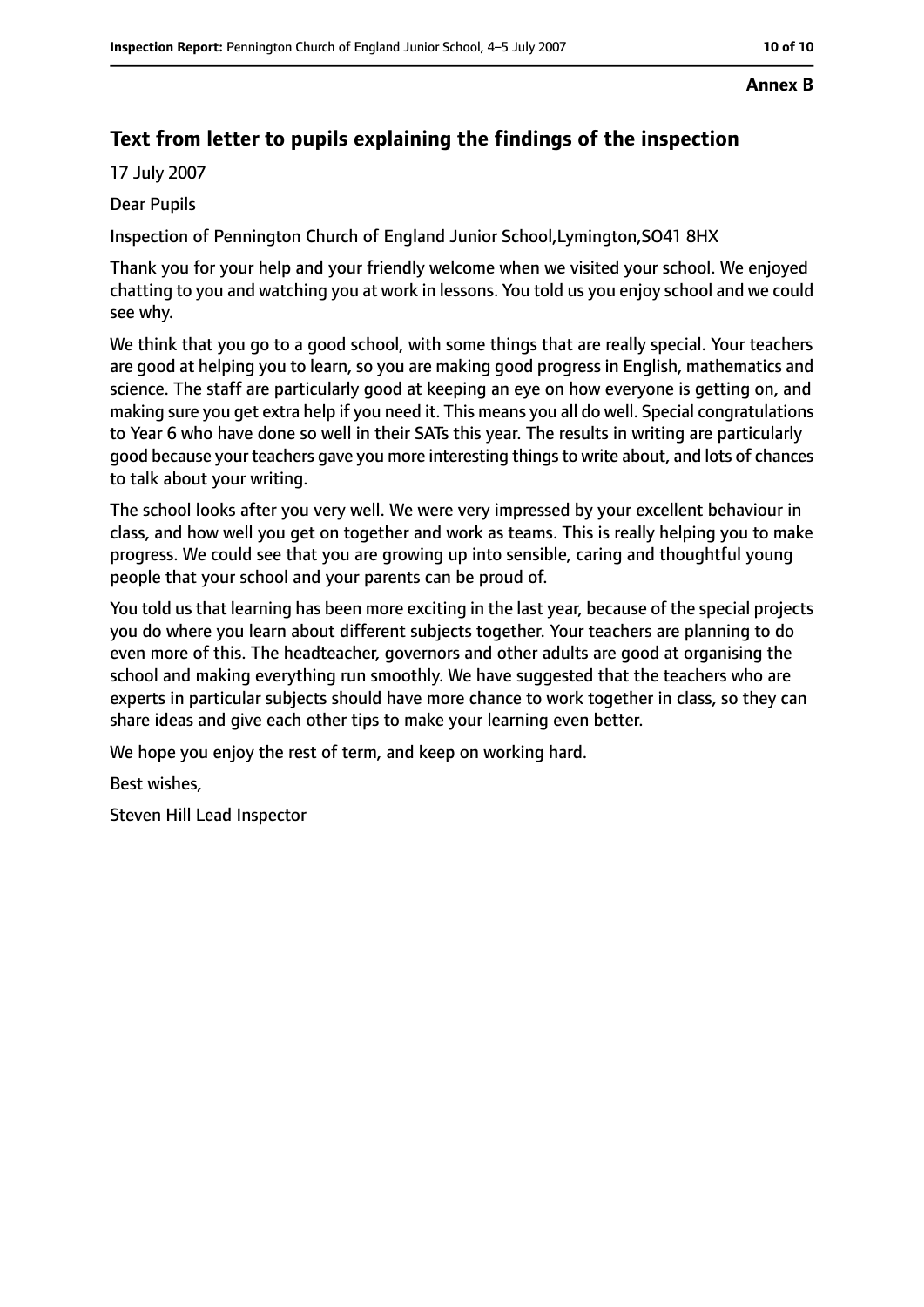**Annex B**

## Text from letter to pupils explaining the findings of the inspection

17 July 2007

Dear Pupils

Inspection of Pennington Church of England Junior School,Lymington,SO41 8HX

Thank you for your help and your friendly welcome when we visited your school. We enjoyed chatting to you and watching you at work in lessons. You told us you enjoy school and we could see why.

We think that you go to a good school, with some things that are really special. Your teachers are good at helping you to learn, so you are making good progress in English, mathematics and science. The staff are particularly good at keeping an eye on how everyone is getting on, and making sure you get extra help if you need it. This means you all do well. Special congratulations to Year 6 who have done so well in their SATs this year. The results in writing are particularly good because your teachers gave you more interesting things to write about, and lots of chances to talk about your writing.

The school looks after you very well. We were very impressed by your excellent behaviour in class, and how well you get on together and work as teams. This is really helping you to make progress. We could see that you are growing up into sensible, caring and thoughtful young people that your school and your parents can be proud of.

You told us that learning has been more exciting in the last year, because of the special projects you do where you learn about different subjects together. Your teachers are planning to do even more of this. The headteacher, governors and other adults are good at organising the school and making everything run smoothly. We have suggested that the teachers who are experts in particular subjects should have more chance to work together in class, so they can share ideas and give each other tips to make your learning even better.

We hope you enjoy the rest of term, and keep on working hard.

Best wishes,

Steven Hill Lead Inspector